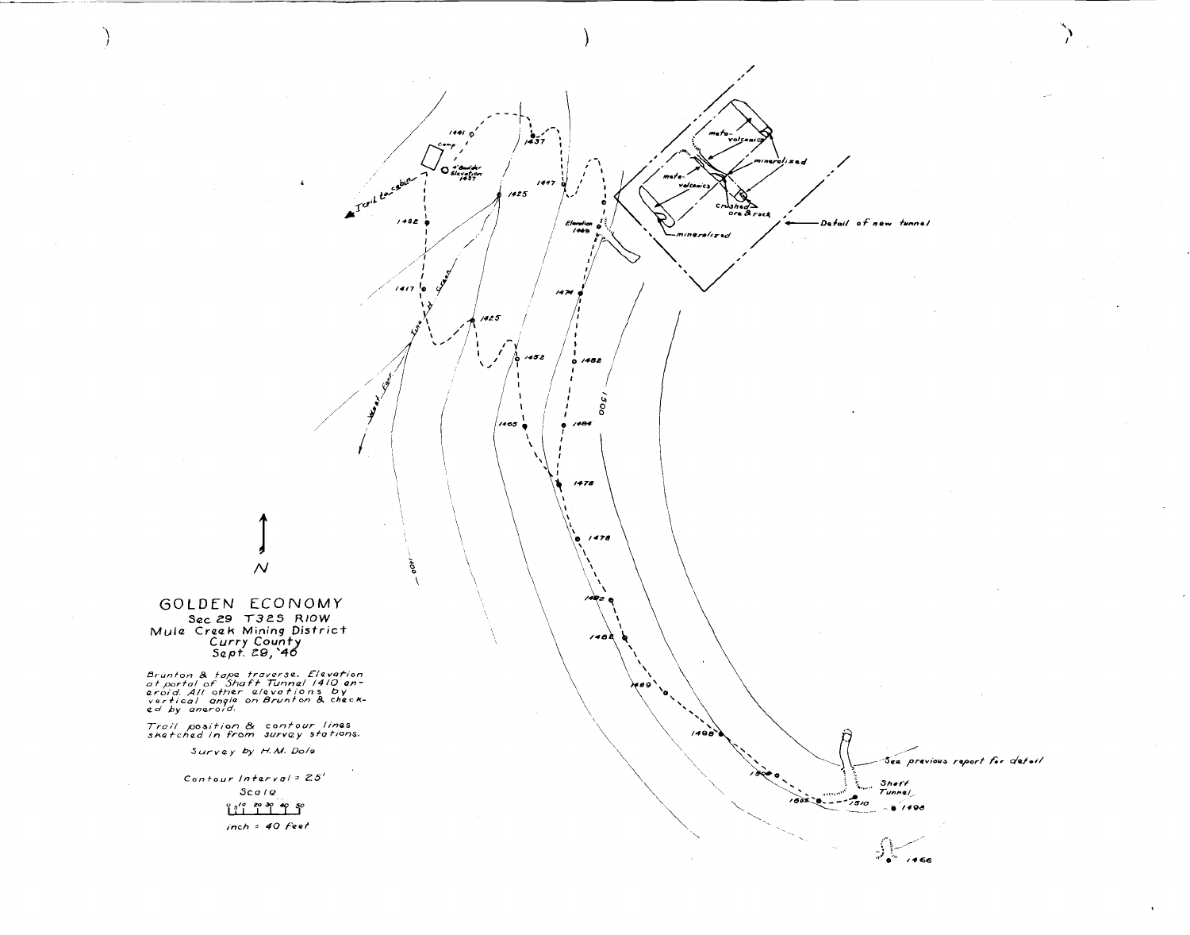# GOLDEN ECONOMY

Sec 29 T32S R10W
Mule Creek Mining District
Curry County
Sept. 29, '46

*Brunton & tape traverse. Elevation at portal of Shaft Tunnel 1410 aneroid. All other elevations by vertical angle on Brunton & checked by aneroid.*

*Trail position & contour lines sketched in from survey stations.*

*Survey by H.M. Dole*

*Contour Interval = 25'*

*Scale*

0 5 10 20 30 40 50

*inch = 40 feet*

N

Trail to cabin

Camp

Boulder Elevation 1437

West Fork Creek

1441, 1437, 1425, 1447, 1482, 1417, 1425, 1452, 1474, 1482, 1465, 1484, 1478, 1478, 1492, 1488, 1489, 1498, 1505, 1505, 1510, 1498, 1466

Elevation 1469

1500

1400

Detail of new tunnel

meta-volcanics

mineralized

meta-volcanics

crushed ore & rock

mineralized

See previous report for detail

Shaft Tunnel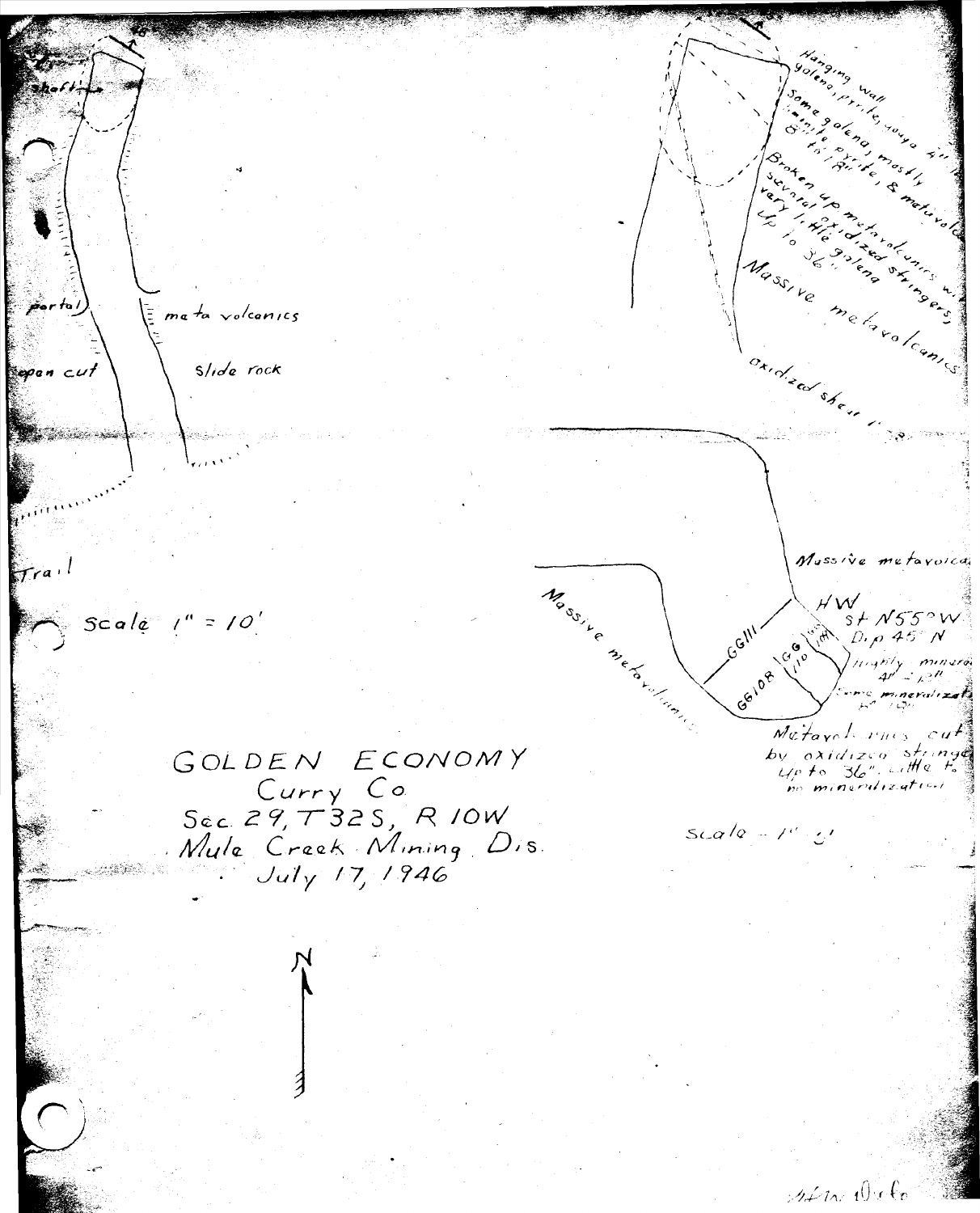shaft

portal

meta volcanics

open cut

slide rock

Trail

Scale 1" = 10'

Hanging wall galena, pyrite, gouge 4" ...

Some galena, mostly limonite, pyrite, & metavolc 8" to 12"

Broken up metavolcanics w/ several oxidized stringers, very little galena up to 36"

Massive metavolcanics

Oxidized shear ...

Massive metavolcanics

Massive metavolcanics

HW

St N55°W

Dip 45° N

GG111

GG108

GG 110

GG 109

Highly mineral. 4" ± ...

Some mineralization ...

Metavolcanics cut by oxidized stringers up to 36", little to no mineralization

Scale - 1" = ...'

GOLDEN ECONOMY

Curry Co.

Sec. 29, T32S, R 10W

Mule Creek Mining Dis.

July 17, 1946

N